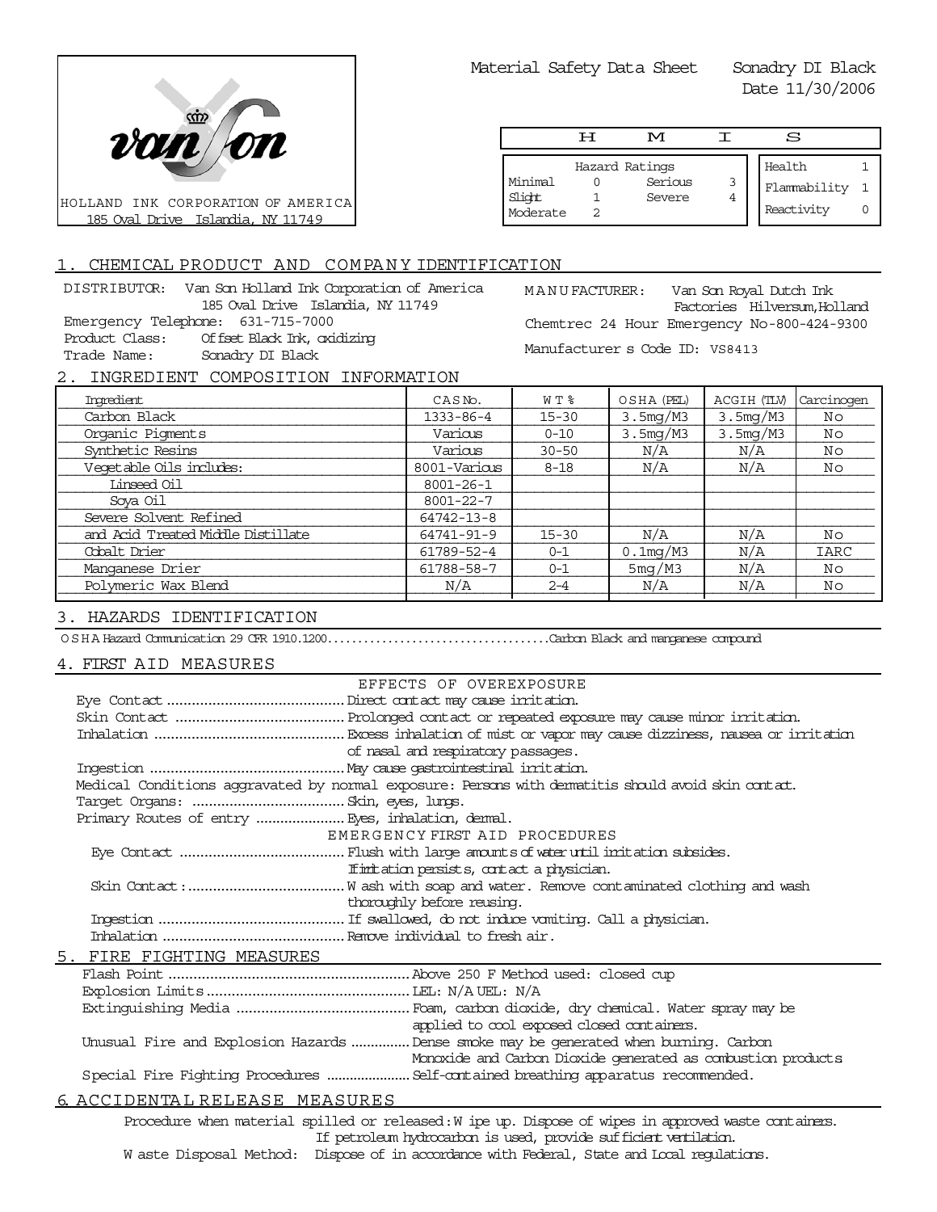HOLLAND INK CORPORATION OF AMERICA
185 Oval Drive Islandia, NY 11749

Material Safety Data Sheet Sonadry DI Black
Date 11/30/2006

| H | M | I | S |
|---|---|---|---|

| Hazard Ratings | | | |
|---|---|---|---|
| Minimal | 0 | Serious | 3 |
| Slight | 1 | Severe | 4 |
| Moderate | 2 | | |

| | |
|---|---|
| Health | 1 |
| Flammability | 1 |
| Reactivity | 0 |

## 1. CHEMICAL PRODUCT AND COMPANY IDENTIFICATION

DISTRIBUTOR: Van Son Holland Ink Corporation of America
185 Oval Drive Islandia, NY 11749
Emergency Telephone: 631-715-7000
Product Class: Offset Black Ink, oxidizing
Trade Name: Sonadry DI Black

MANUFACTURER: Van Son Royal Dutch Ink Factories Hilversum,Holland
Chemtrec 24 Hour Emergency No-800-424-9300
Manufacturer s Code ID: VS8413

## 2. INGREDIENT COMPOSITION INFORMATION

| Ingredient | CAS No. | WT % | OSHA (PEL) | ACGIH (TLV) | Carcinogen |
|---|---|---|---|---|---|
| Carbon Black | 1333-86-4 | 15-30 | 3.5mg/M3 | 3.5mg/M3 | No |
| Organic Pigments | Various | 0-10 | 3.5mg/M3 | 3.5mg/M3 | No |
| Synthetic Resins | Various | 30-50 | N/A | N/A | No |
| Vegetable Oils includes: | 8001-Various | 8-18 | N/A | N/A | No |
| Linseed Oil | 8001-26-1 | | | | |
| Soya Oil | 8001-22-7 | | | | |
| Severe Solvent Refined | 64742-13-8 | | | | |
| and Acid Treated Middle Distillate | 64741-91-9 | 15-30 | N/A | N/A | No |
| Cobalt Drier | 61789-52-4 | 0-1 | 0.1mg/M3 | N/A | IARC |
| Manganese Drier | 61788-58-7 | 0-1 | 5mg/M3 | N/A | No |
| Polymeric Wax Blend | N/A | 2-4 | N/A | N/A | No |

## 3. HAZARDS IDENTIFICATION

OSHA Hazard Communication 29 CFR 1910.1200....................................Carbon Black and manganese compound

## 4. FIRST AID MEASURES

EFFECTS OF OVEREXPOSURE

Eye Contact ........................................Direct contact may cause irritation.
Skin Contact ........................................Prolonged contact or repeated exposure may cause minor irritation.
Inhalation ............................................Excess inhalation of mist or vapor may cause dizziness, nausea or irritation of nasal and respiratory passages.
Ingestion .............................................May cause gastrointestinal irritation.
Medical Conditions aggravated by normal exposure: Persons with dermatitis should avoid skin contact.
Target Organs: ....................................Skin, eyes, lungs.
Primary Routes of entry ......................Eyes, inhalation, dermal.

EMERGENCY FIRST AID PROCEDURES

Eye Contact ........................................Flush with large amounts of water until irritation subsides. If irritation persists, contact a physician.
Skin Contact:.......................................Wash with soap and water. Remove contaminated clothing and wash thoroughly before reusing.
Ingestion ............................................If swallowed, do not induce vomiting. Call a physician.
Inhalation ............................................Remove individual to fresh air.

## 5. FIRE FIGHTING MEASURES

Flash Point ..........................................................Above 250 F Method used: closed cup
Explosion Limits ..................................................LEL: N/A UEL: N/A
Extinguishing Media ..........................................Foam, carbon dioxide, dry chemical. Water spray may be applied to cool exposed closed containers.
Unusual Fire and Explosion Hazards ...............Dense smoke may be generated when burning. Carbon Monoxide and Carbon Dioxide generated as combustion products
Special Fire Fighting Procedures ......................Self-contained breathing apparatus recommended.

## 6. ACCIDENTAL RELEASE MEASURES

Procedure when material spilled or released: Wipe up. Dispose of wipes in approved waste containers. If petroleum hydrocarbon is used, provide sufficient ventilation.

Waste Disposal Method: Dispose of in accordance with Federal, State and Local regulations.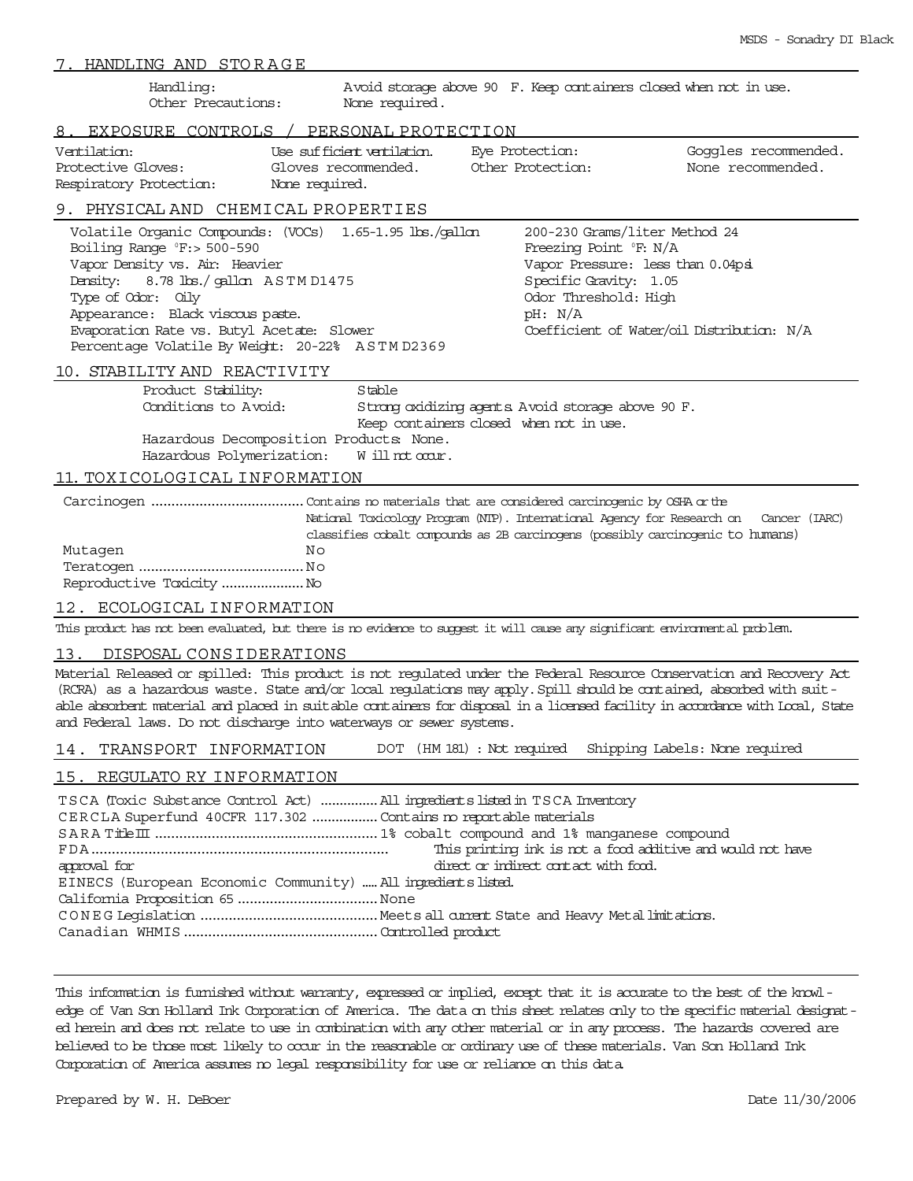## 7. HANDLING AND STORAGE

Handling: Avoid storage above 90 F. Keep containers closed when not in use.
Other Precautions: None required.

## 8. EXPOSURE CONTROLS / PERSONAL PROTECTION

| | | | |
|---|---|---|---|
| Ventilation: | Use sufficient ventilation. | Eye Protection: | Goggles recommended. |
| Protective Gloves: | Gloves recommended. | Other Protection: | None recommended. |
| Respiratory Protection: | None required. | | |

## 9. PHYSICAL AND CHEMICAL PROPERTIES

Volatile Organic Compounds: (VOCs) 1.65-1.95 lbs./gallon 200-230 Grams/liter Method 24
Boiling Range °F:> 500-590
Vapor Density vs. Air: Heavier
Density: 8.78 lbs./gallon ASTM D1475
Type of Odor: Oily
Appearance: Black viscous paste.
Evaporation Rate vs. Butyl Acetate: Slower
Percentage Volatile By Weight: 20-22% ASTM D2369
Freezing Point °F: N/A
Vapor Pressure: less than 0.04psi
Specific Gravity: 1.05
Odor Threshold: High
pH: N/A
Coefficient of Water/oil Distribution: N/A

## 10. STABILITY AND REACTIVITY

Product Stability: Stable
Conditions to Avoid: Strong oxidizing agents. Avoid storage above 90 F. Keep containers closed when not in use.
Hazardous Decomposition Products: None.
Hazardous Polymerization: Will not occur.

## 11. TOXICOLOGICAL INFORMATION

Carcinogen .................................... Contains no materials that are considered carcinogenic by OSHA or the National Toxicology Program (NTP). International Agency for Research on Cancer (IARC) classifies cobalt compounds as 2B carcinogens (possibly carcinogenic to humans)
Mutagen No
Teratogen ......................................... No
Reproductive Toxicity .................... No

## 12. ECOLOGICAL INFORMATION

This product has not been evaluated, but there is no evidence to suggest it will cause any significant environmental problem.

## 13. DISPOSAL CONSIDERATIONS

Material Released or spilled: This product is not regulated under the Federal Resource Conservation and Recovery Act (RCRA) as a hazardous waste. State and/or local regulations may apply. Spill should be contained, absorbed with suitable absorbent material and placed in suitable containers for disposal in a licensed facility in accordance with Local, State and Federal laws. Do not discharge into waterways or sewer systems.

## 14. TRANSPORT INFORMATION

DOT (HM 181) : Not required Shipping Labels: None required

## 15. REGULATORY INFORMATION

TSCA (Toxic Substance Control Act) .............. All ingredients listed in TSCA Inventory
CERCLA Superfund 40CFR 117.302 ................ Contains no reportable materials
SARA Title III ....................................................... 1% cobalt compound and 1% manganese compound
FDA ........................................................................ This printing ink is not a food additive and would not have approval for direct or indirect contact with food.
EINECS (European Economic Community) ..... All ingredients listed.
California Proposition 65 .................................. None
CONEG Legislation ........................................... Meets all current State and Heavy Metal limitations.
Canadian WHMIS ............................................... Controlled product

This information is furnished without warranty, expressed or implied, except that it is accurate to the best of the knowledge of Van Son Holland Ink Corporation of America. The data on this sheet relates only to the specific material designated herein and does not relate to use in combination with any other material or in any process. The hazards covered are believed to be those most likely to occur in the reasonable or ordinary use of these materials. Van Son Holland Ink Corporation of America assumes no legal responsibility for use or reliance on this data.

Prepared by W. H. DeBoer Date 11/30/2006